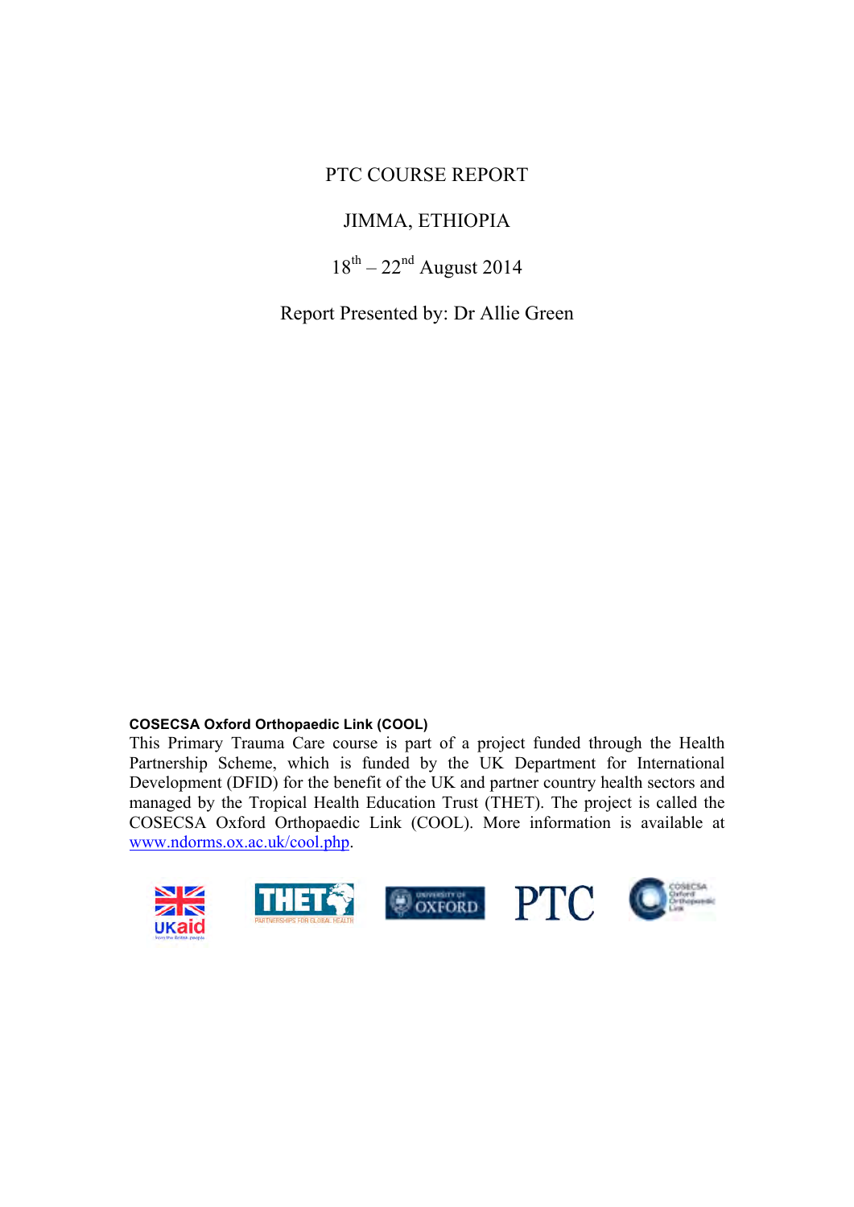# PTC COURSE REPORT

## JIMMA, ETHIOPIA

$18^{th}$ – $22^{nd}$ August 2014

Report Presented by: Dr Allie Green

**COSECSA Oxford Orthopaedic Link (COOL)**

This Primary Trauma Care course is part of a project funded through the Health Partnership Scheme, which is funded by the UK Department for International Development (DFID) for the benefit of the UK and partner country health sectors and managed by the Tropical Health Education Trust (THET). The project is called the COSECSA Oxford Orthopaedic Link (COOL). More information is available at www.ndorms.ox.ac.uk/cool.php.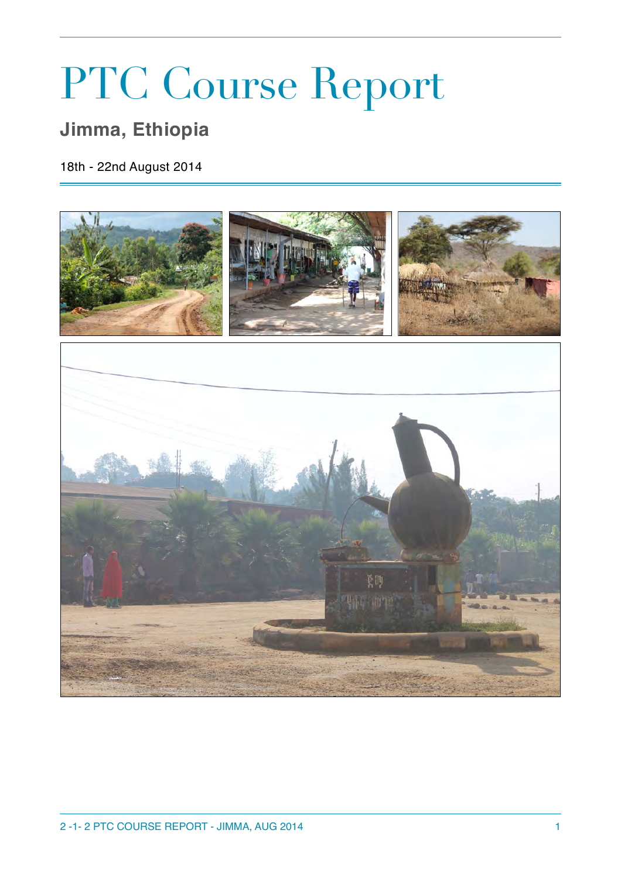# PTC Course Report

## Jimma, Ethiopia

18th - 22nd August 2014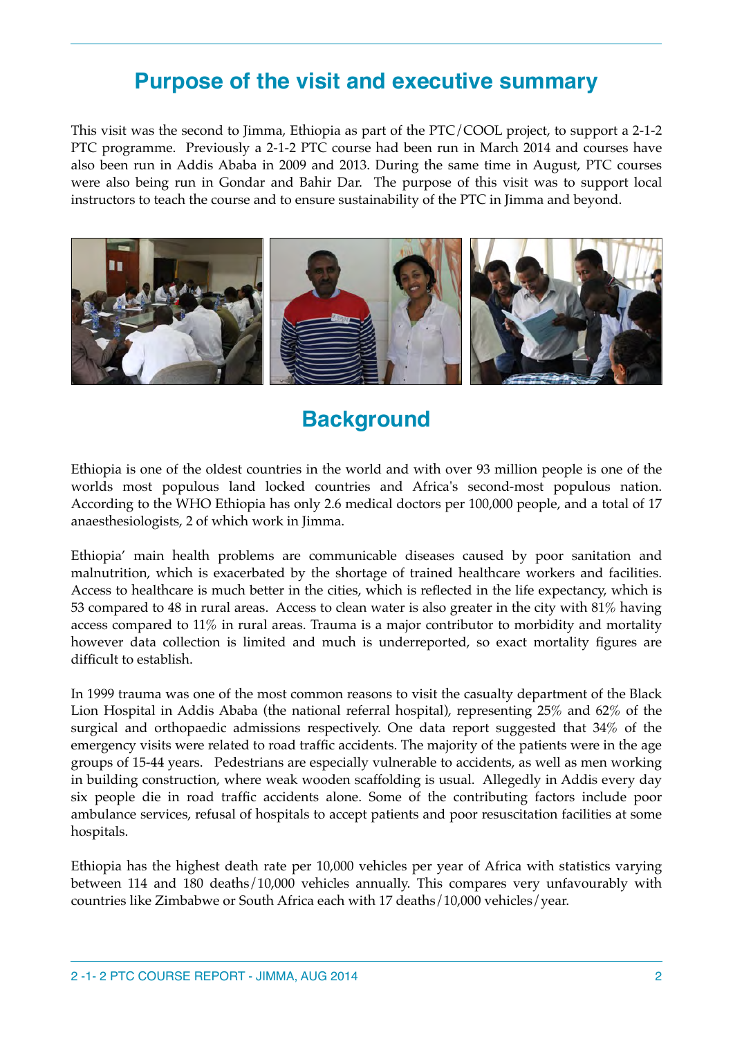## Purpose of the visit and executive summary

This visit was the second to Jimma, Ethiopia as part of the PTC/COOL project, to support a 2-1-2 PTC programme. Previously a 2-1-2 PTC course had been run in March 2014 and courses have also been run in Addis Ababa in 2009 and 2013. During the same time in August, PTC courses were also being run in Gondar and Bahir Dar. The purpose of this visit was to support local instructors to teach the course and to ensure sustainability of the PTC in Jimma and beyond.

## Background

Ethiopia is one of the oldest countries in the world and with over 93 million people is one of the worlds most populous land locked countries and Africa's second-most populous nation. According to the WHO Ethiopia has only 2.6 medical doctors per 100,000 people, and a total of 17 anaesthesiologists, 2 of which work in Jimma.

Ethiopia' main health problems are communicable diseases caused by poor sanitation and malnutrition, which is exacerbated by the shortage of trained healthcare workers and facilities. Access to healthcare is much better in the cities, which is reflected in the life expectancy, which is 53 compared to 48 in rural areas. Access to clean water is also greater in the city with 81% having access compared to 11% in rural areas. Trauma is a major contributor to morbidity and mortality however data collection is limited and much is underreported, so exact mortality figures are difficult to establish.

In 1999 trauma was one of the most common reasons to visit the casualty department of the Black Lion Hospital in Addis Ababa (the national referral hospital), representing 25% and 62% of the surgical and orthopaedic admissions respectively. One data report suggested that 34% of the emergency visits were related to road traffic accidents. The majority of the patients were in the age groups of 15-44 years. Pedestrians are especially vulnerable to accidents, as well as men working in building construction, where weak wooden scaffolding is usual. Allegedly in Addis every day six people die in road traffic accidents alone. Some of the contributing factors include poor ambulance services, refusal of hospitals to accept patients and poor resuscitation facilities at some hospitals.

Ethiopia has the highest death rate per 10,000 vehicles per year of Africa with statistics varying between 114 and 180 deaths/10,000 vehicles annually. This compares very unfavourably with countries like Zimbabwe or South Africa each with 17 deaths/10,000 vehicles/year.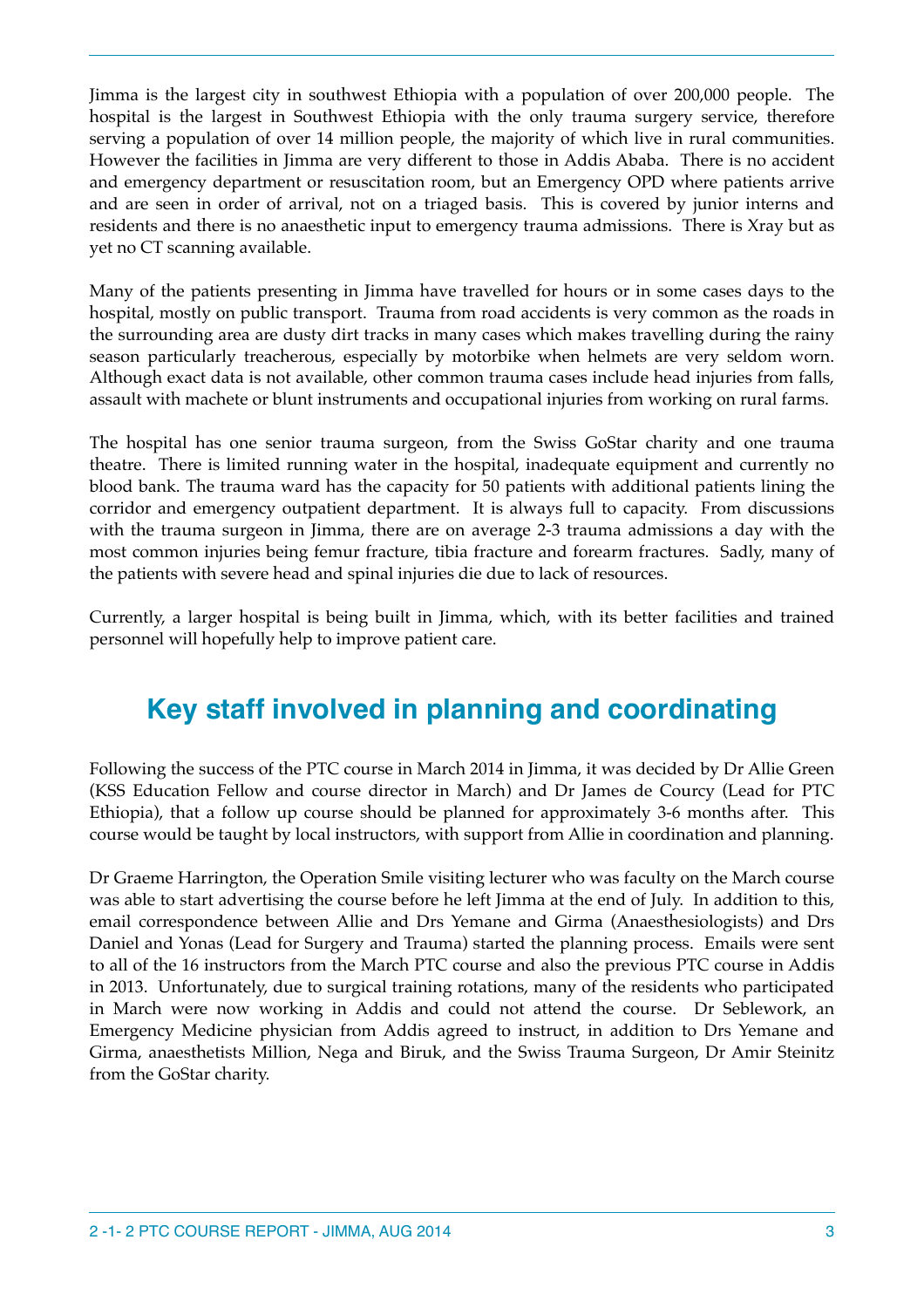Jimma is the largest city in southwest Ethiopia with a population of over 200,000 people. The hospital is the largest in Southwest Ethiopia with the only trauma surgery service, therefore serving a population of over 14 million people, the majority of which live in rural communities. However the facilities in Jimma are very different to those in Addis Ababa. There is no accident and emergency department or resuscitation room, but an Emergency OPD where patients arrive and are seen in order of arrival, not on a triaged basis. This is covered by junior interns and residents and there is no anaesthetic input to emergency trauma admissions. There is Xray but as yet no CT scanning available.

Many of the patients presenting in Jimma have travelled for hours or in some cases days to the hospital, mostly on public transport. Trauma from road accidents is very common as the roads in the surrounding area are dusty dirt tracks in many cases which makes travelling during the rainy season particularly treacherous, especially by motorbike when helmets are very seldom worn. Although exact data is not available, other common trauma cases include head injuries from falls, assault with machete or blunt instruments and occupational injuries from working on rural farms.

The hospital has one senior trauma surgeon, from the Swiss GoStar charity and one trauma theatre. There is limited running water in the hospital, inadequate equipment and currently no blood bank. The trauma ward has the capacity for 50 patients with additional patients lining the corridor and emergency outpatient department. It is always full to capacity. From discussions with the trauma surgeon in Jimma, there are on average 2-3 trauma admissions a day with the most common injuries being femur fracture, tibia fracture and forearm fractures. Sadly, many of the patients with severe head and spinal injuries die due to lack of resources.

Currently, a larger hospital is being built in Jimma, which, with its better facilities and trained personnel will hopefully help to improve patient care.

## Key staff involved in planning and coordinating

Following the success of the PTC course in March 2014 in Jimma, it was decided by Dr Allie Green (KSS Education Fellow and course director in March) and Dr James de Courcy (Lead for PTC Ethiopia), that a follow up course should be planned for approximately 3-6 months after. This course would be taught by local instructors, with support from Allie in coordination and planning.

Dr Graeme Harrington, the Operation Smile visiting lecturer who was faculty on the March course was able to start advertising the course before he left Jimma at the end of July. In addition to this, email correspondence between Allie and Drs Yemane and Girma (Anaesthesiologists) and Drs Daniel and Yonas (Lead for Surgery and Trauma) started the planning process. Emails were sent to all of the 16 instructors from the March PTC course and also the previous PTC course in Addis in 2013. Unfortunately, due to surgical training rotations, many of the residents who participated in March were now working in Addis and could not attend the course. Dr Seblework, an Emergency Medicine physician from Addis agreed to instruct, in addition to Drs Yemane and Girma, anaesthetists Million, Nega and Biruk, and the Swiss Trauma Surgeon, Dr Amir Steinitz from the GoStar charity.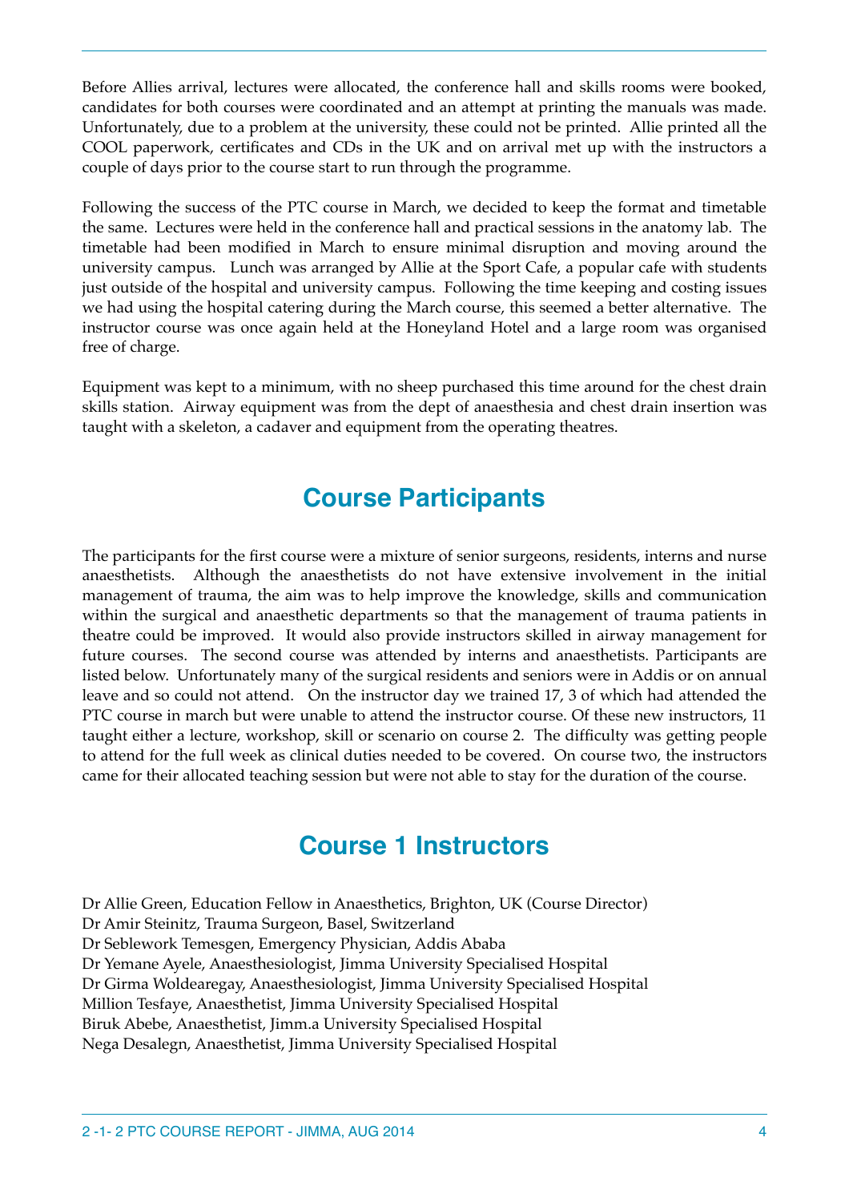Before Allies arrival, lectures were allocated, the conference hall and skills rooms were booked, candidates for both courses were coordinated and an attempt at printing the manuals was made. Unfortunately, due to a problem at the university, these could not be printed. Allie printed all the COOL paperwork, certificates and CDs in the UK and on arrival met up with the instructors a couple of days prior to the course start to run through the programme.

Following the success of the PTC course in March, we decided to keep the format and timetable the same. Lectures were held in the conference hall and practical sessions in the anatomy lab. The timetable had been modified in March to ensure minimal disruption and moving around the university campus. Lunch was arranged by Allie at the Sport Cafe, a popular cafe with students just outside of the hospital and university campus. Following the time keeping and costing issues we had using the hospital catering during the March course, this seemed a better alternative. The instructor course was once again held at the Honeyland Hotel and a large room was organised free of charge.

Equipment was kept to a minimum, with no sheep purchased this time around for the chest drain skills station. Airway equipment was from the dept of anaesthesia and chest drain insertion was taught with a skeleton, a cadaver and equipment from the operating theatres.

## Course Participants

The participants for the first course were a mixture of senior surgeons, residents, interns and nurse anaesthetists. Although the anaesthetists do not have extensive involvement in the initial management of trauma, the aim was to help improve the knowledge, skills and communication within the surgical and anaesthetic departments so that the management of trauma patients in theatre could be improved. It would also provide instructors skilled in airway management for future courses. The second course was attended by interns and anaesthetists. Participants are listed below. Unfortunately many of the surgical residents and seniors were in Addis or on annual leave and so could not attend. On the instructor day we trained 17, 3 of which had attended the PTC course in march but were unable to attend the instructor course. Of these new instructors, 11 taught either a lecture, workshop, skill or scenario on course 2. The difficulty was getting people to attend for the full week as clinical duties needed to be covered. On course two, the instructors came for their allocated teaching session but were not able to stay for the duration of the course.

## Course 1 Instructors

Dr Allie Green, Education Fellow in Anaesthetics, Brighton, UK (Course Director)
Dr Amir Steinitz, Trauma Surgeon, Basel, Switzerland
Dr Seblework Temesgen, Emergency Physician, Addis Ababa
Dr Yemane Ayele, Anaesthesiologist, Jimma University Specialised Hospital
Dr Girma Woldearegay, Anaesthesiologist, Jimma University Specialised Hospital
Million Tesfaye, Anaesthetist, Jimma University Specialised Hospital
Biruk Abebe, Anaesthetist, Jimm.a University Specialised Hospital
Nega Desalegn, Anaesthetist, Jimma University Specialised Hospital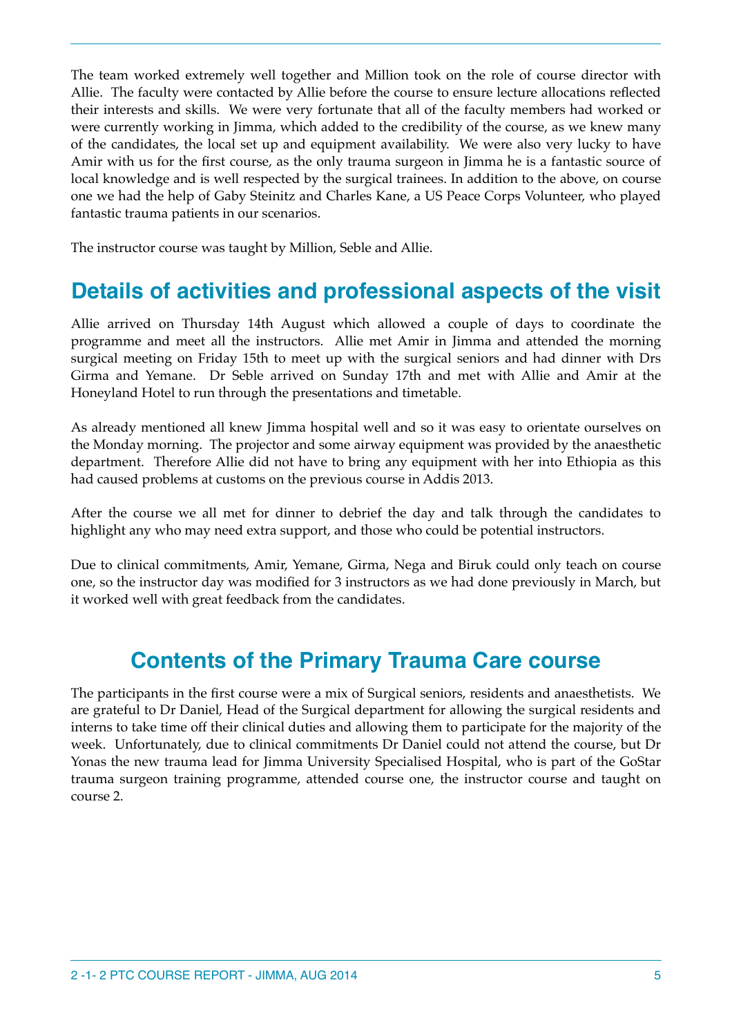The team worked extremely well together and Million took on the role of course director with Allie. The faculty were contacted by Allie before the course to ensure lecture allocations reflected their interests and skills. We were very fortunate that all of the faculty members had worked or were currently working in Jimma, which added to the credibility of the course, as we knew many of the candidates, the local set up and equipment availability. We were also very lucky to have Amir with us for the first course, as the only trauma surgeon in Jimma he is a fantastic source of local knowledge and is well respected by the surgical trainees. In addition to the above, on course one we had the help of Gaby Steinitz and Charles Kane, a US Peace Corps Volunteer, who played fantastic trauma patients in our scenarios.

The instructor course was taught by Million, Seble and Allie.

## Details of activities and professional aspects of the visit

Allie arrived on Thursday 14th August which allowed a couple of days to coordinate the programme and meet all the instructors. Allie met Amir in Jimma and attended the morning surgical meeting on Friday 15th to meet up with the surgical seniors and had dinner with Drs Girma and Yemane. Dr Seble arrived on Sunday 17th and met with Allie and Amir at the Honeyland Hotel to run through the presentations and timetable.

As already mentioned all knew Jimma hospital well and so it was easy to orientate ourselves on the Monday morning. The projector and some airway equipment was provided by the anaesthetic department. Therefore Allie did not have to bring any equipment with her into Ethiopia as this had caused problems at customs on the previous course in Addis 2013.

After the course we all met for dinner to debrief the day and talk through the candidates to highlight any who may need extra support, and those who could be potential instructors.

Due to clinical commitments, Amir, Yemane, Girma, Nega and Biruk could only teach on course one, so the instructor day was modified for 3 instructors as we had done previously in March, but it worked well with great feedback from the candidates.

## Contents of the Primary Trauma Care course

The participants in the first course were a mix of Surgical seniors, residents and anaesthetists. We are grateful to Dr Daniel, Head of the Surgical department for allowing the surgical residents and interns to take time off their clinical duties and allowing them to participate for the majority of the week. Unfortunately, due to clinical commitments Dr Daniel could not attend the course, but Dr Yonas the new trauma lead for Jimma University Specialised Hospital, who is part of the GoStar trauma surgeon training programme, attended course one, the instructor course and taught on course 2.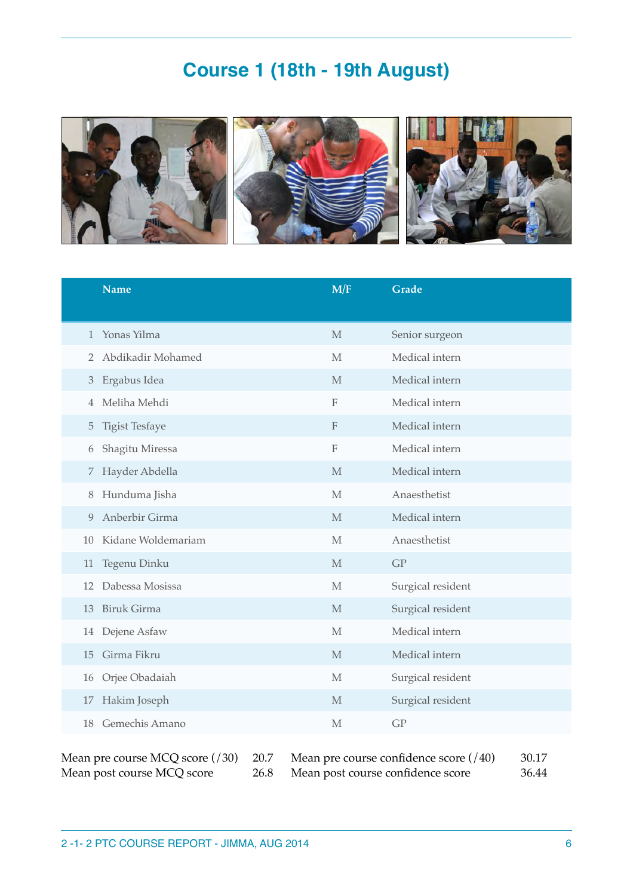# Course 1 (18th - 19th August)

| | Name | M/F | Grade |
|---|---|---|---|
| 1 | Yonas Yilma | M | Senior surgeon |
| 2 | Abdikadir Mohamed | M | Medical intern |
| 3 | Ergabus Idea | M | Medical intern |
| 4 | Meliha Mehdi | F | Medical intern |
| 5 | Tigist Tesfaye | F | Medical intern |
| 6 | Shagitu Miressa | F | Medical intern |
| 7 | Hayder Abdella | M | Medical intern |
| 8 | Hunduma Jisha | M | Anaesthetist |
| 9 | Anberbir Girma | M | Medical intern |
| 10 | Kidane Woldemariam | M | Anaesthetist |
| 11 | Tegenu Dinku | M | GP |
| 12 | Dabessa Mosissa | M | Surgical resident |
| 13 | Biruk Girma | M | Surgical resident |
| 14 | Dejene Asfaw | M | Medical intern |
| 15 | Girma Fikru | M | Medical intern |
| 16 | Orjee Obadaiah | M | Surgical resident |
| 17 | Hakim Joseph | M | Surgical resident |
| 18 | Gemechis Amano | M | GP |

| | | | |
|---|---|---|---|
| Mean pre course MCQ score (/30) | 20.7 | Mean pre course confidence score (/40) | 30.17 |
| Mean post course MCQ score | 26.8 | Mean post course confidence score | 36.44 |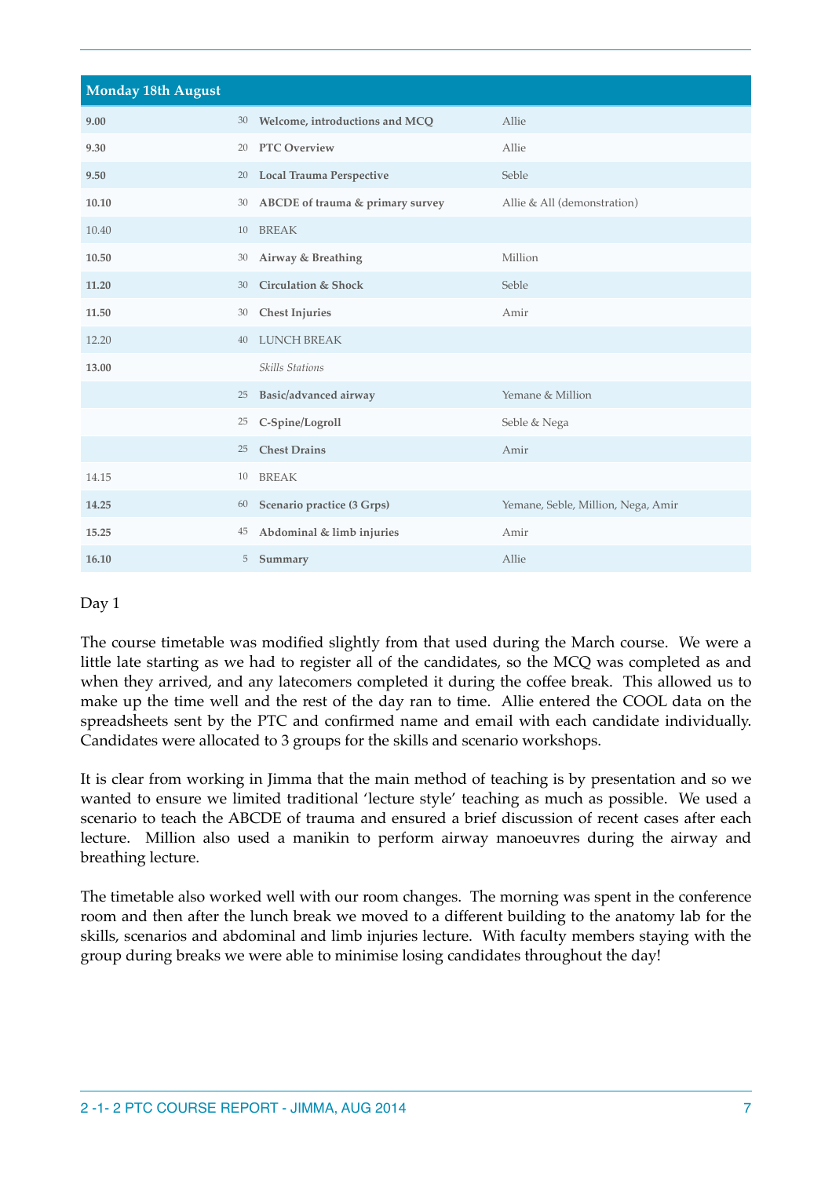| Monday 18th August | | | |
|---|---|---|---|
| **9.00** | 30 | **Welcome, introductions and MCQ** | Allie |
| **9.30** | 20 | **PTC Overview** | Allie |
| **9.50** | 20 | **Local Trauma Perspective** | Seble |
| **10.10** | 30 | **ABCDE of trauma & primary survey** | Allie & All (demonstration) |
| 10.40 | 10 | BREAK | |
| **10.50** | 30 | **Airway & Breathing** | Million |
| **11.20** | 30 | **Circulation & Shock** | Seble |
| **11.50** | 30 | **Chest Injuries** | Amir |
| 12.20 | 40 | LUNCH BREAK | |
| **13.00** | | *Skills Stations* | |
| | 25 | **Basic/advanced airway** | Yemane & Million |
| | 25 | **C-Spine/Logroll** | Seble & Nega |
| | 25 | **Chest Drains** | Amir |
| 14.15 | 10 | BREAK | |
| **14.25** | 60 | **Scenario practice (3 Grps)** | Yemane, Seble, Million, Nega, Amir |
| **15.25** | 45 | **Abdominal & limb injuries** | Amir |
| **16.10** | 5 | **Summary** | Allie |

Day 1

The course timetable was modified slightly from that used during the March course. We were a little late starting as we had to register all of the candidates, so the MCQ was completed as and when they arrived, and any latecomers completed it during the coffee break. This allowed us to make up the time well and the rest of the day ran to time. Allie entered the COOL data on the spreadsheets sent by the PTC and confirmed name and email with each candidate individually. Candidates were allocated to 3 groups for the skills and scenario workshops.

It is clear from working in Jimma that the main method of teaching is by presentation and so we wanted to ensure we limited traditional 'lecture style' teaching as much as possible. We used a scenario to teach the ABCDE of trauma and ensured a brief discussion of recent cases after each lecture. Million also used a manikin to perform airway manoeuvres during the airway and breathing lecture.

The timetable also worked well with our room changes. The morning was spent in the conference room and then after the lunch break we moved to a different building to the anatomy lab for the skills, scenarios and abdominal and limb injuries lecture. With faculty members staying with the group during breaks we were able to minimise losing candidates throughout the day!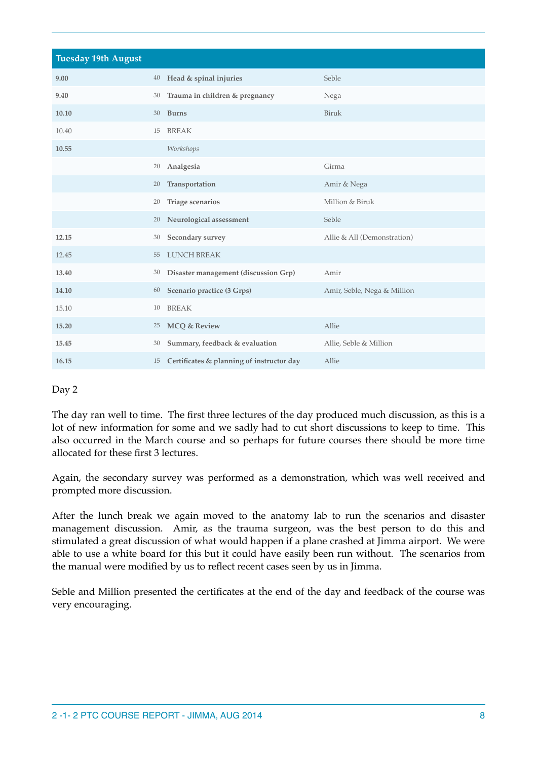| Tuesday 19th August | | | |
|---|---|---|---|
| **9.00** | 40 | **Head & spinal injuries** | Seble |
| **9.40** | 30 | **Trauma in children & pregnancy** | Nega |
| **10.10** | 30 | **Burns** | Biruk |
| 10.40 | 15 | BREAK | |
| **10.55** | | *Workshops* | |
| | 20 | **Analgesia** | Girma |
| | 20 | **Transportation** | Amir & Nega |
| | 20 | **Triage scenarios** | Million & Biruk |
| | 20 | **Neurological assessment** | Seble |
| **12.15** | 30 | **Secondary survey** | Allie & All (Demonstration) |
| 12.45 | 55 | LUNCH BREAK | |
| **13.40** | 30 | **Disaster management (discussion Grp)** | Amir |
| **14.10** | 60 | **Scenario practice (3 Grps)** | Amir, Seble, Nega & Million |
| 15.10 | 10 | BREAK | |
| **15.20** | 25 | **MCQ & Review** | Allie |
| **15.45** | 30 | **Summary, feedback & evaluation** | Allie, Seble & Million |
| **16.15** | 15 | **Certificates & planning of instructor day** | Allie |

Day 2

The day ran well to time. The first three lectures of the day produced much discussion, as this is a lot of new information for some and we sadly had to cut short discussions to keep to time. This also occurred in the March course and so perhaps for future courses there should be more time allocated for these first 3 lectures.

Again, the secondary survey was performed as a demonstration, which was well received and prompted more discussion.

After the lunch break we again moved to the anatomy lab to run the scenarios and disaster management discussion. Amir, as the trauma surgeon, was the best person to do this and stimulated a great discussion of what would happen if a plane crashed at Jimma airport. We were able to use a white board for this but it could have easily been run without. The scenarios from the manual were modified by us to reflect recent cases seen by us in Jimma.

Seble and Million presented the certificates at the end of the day and feedback of the course was very encouraging.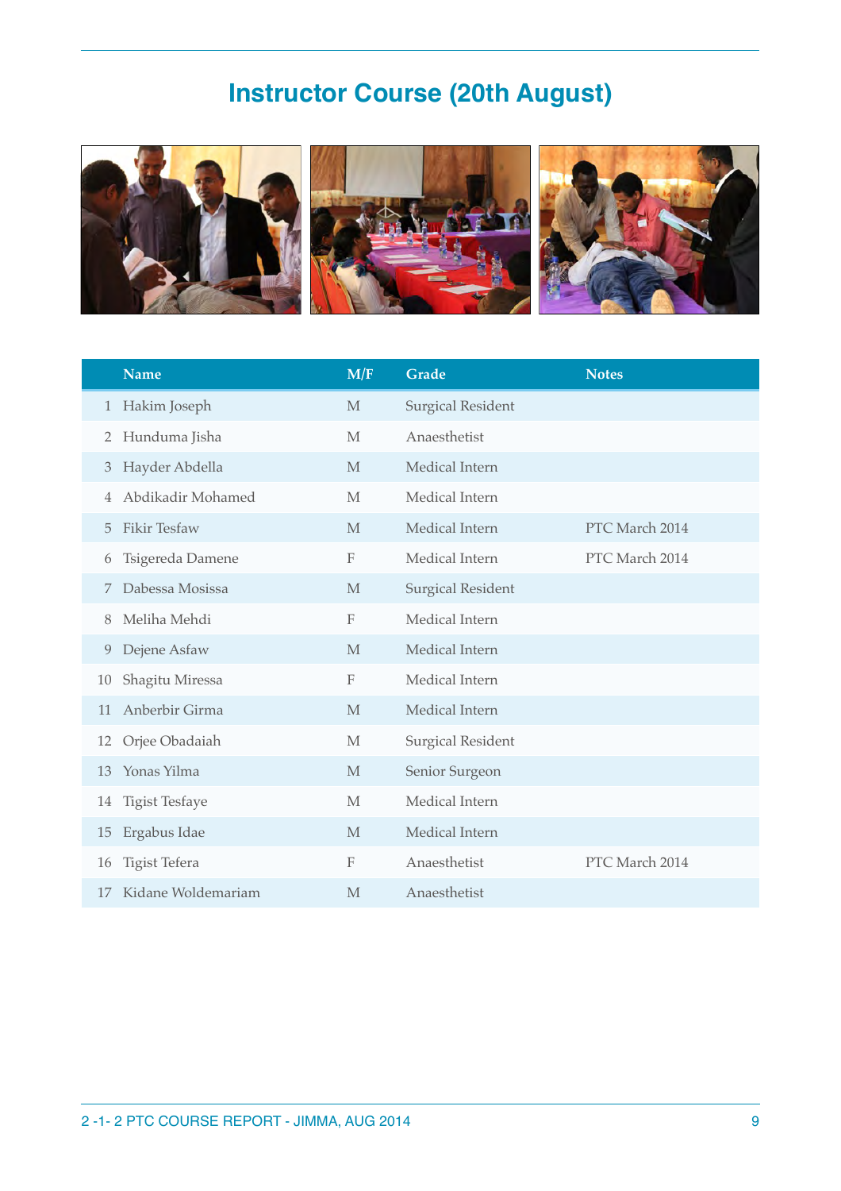# Instructor Course (20th August)

| | Name | M/F | Grade | Notes |
|---|---|---|---|---|
| 1 | Hakim Joseph | M | Surgical Resident | |
| 2 | Hunduma Jisha | M | Anaesthetist | |
| 3 | Hayder Abdella | M | Medical Intern | |
| 4 | Abdikadir Mohamed | M | Medical Intern | |
| 5 | Fikir Tesfaw | M | Medical Intern | PTC March 2014 |
| 6 | Tsigereda Damene | F | Medical Intern | PTC March 2014 |
| 7 | Dabessa Mosissa | M | Surgical Resident | |
| 8 | Meliha Mehdi | F | Medical Intern | |
| 9 | Dejene Asfaw | M | Medical Intern | |
| 10 | Shagitu Miressa | F | Medical Intern | |
| 11 | Anberbir Girma | M | Medical Intern | |
| 12 | Orjee Obadaiah | M | Surgical Resident | |
| 13 | Yonas Yilma | M | Senior Surgeon | |
| 14 | Tigist Tesfaye | M | Medical Intern | |
| 15 | Ergabus Idae | M | Medical Intern | |
| 16 | Tigist Tefera | F | Anaesthetist | PTC March 2014 |
| 17 | Kidane Woldemariam | M | Anaesthetist | |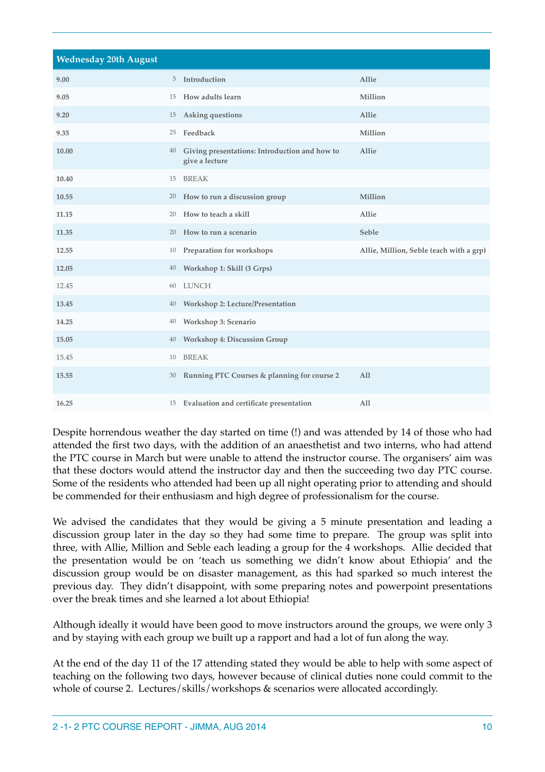| Wednesday 20th August | | | |
|---|---|---|---|
| 9.00 | 5 | Introduction | Allie |
| 9.05 | 15 | How adults learn | Million |
| 9.20 | 15 | Asking questions | Allie |
| 9.35 | 25 | Feedback | Million |
| 10.00 | 40 | Giving presentations: Introduction and how to give a lecture | Allie |
| 10.40 | 15 | BREAK | |
| 10.55 | 20 | How to run a discussion group | Million |
| 11.15 | 20 | How to teach a skill | Allie |
| 11.35 | 20 | How to run a scenario | Seble |
| 12.55 | 10 | Preparation for workshops | Allie, Million, Seble (each with a grp) |
| 12.05 | 40 | Workshop 1: Skill (3 Grps) | |
| 12.45 | 60 | LUNCH | |
| 13.45 | 40 | Workshop 2: Lecture/Presentation | |
| 14.25 | 40 | Workshop 3: Scenario | |
| 15.05 | 40 | Workshop 4: Discussion Group | |
| 15.45 | 10 | BREAK | |
| 15.55 | 30 | Running PTC Courses & planning for course 2 | All |
| 16.25 | 15 | Evaluation and certificate presentation | All |

Despite horrendous weather the day started on time (!) and was attended by 14 of those who had attended the first two days, with the addition of an anaesthetist and two interns, who had attend the PTC course in March but were unable to attend the instructor course. The organisers' aim was that these doctors would attend the instructor day and then the succeeding two day PTC course. Some of the residents who attended had been up all night operating prior to attending and should be commended for their enthusiasm and high degree of professionalism for the course.

We advised the candidates that they would be giving a 5 minute presentation and leading a discussion group later in the day so they had some time to prepare. The group was split into three, with Allie, Million and Seble each leading a group for the 4 workshops. Allie decided that the presentation would be on 'teach us something we didn't know about Ethiopia' and the discussion group would be on disaster management, as this had sparked so much interest the previous day. They didn't disappoint, with some preparing notes and powerpoint presentations over the break times and she learned a lot about Ethiopia!

Although ideally it would have been good to move instructors around the groups, we were only 3 and by staying with each group we built up a rapport and had a lot of fun along the way.

At the end of the day 11 of the 17 attending stated they would be able to help with some aspect of teaching on the following two days, however because of clinical duties none could commit to the whole of course 2. Lectures/skills/workshops & scenarios were allocated accordingly.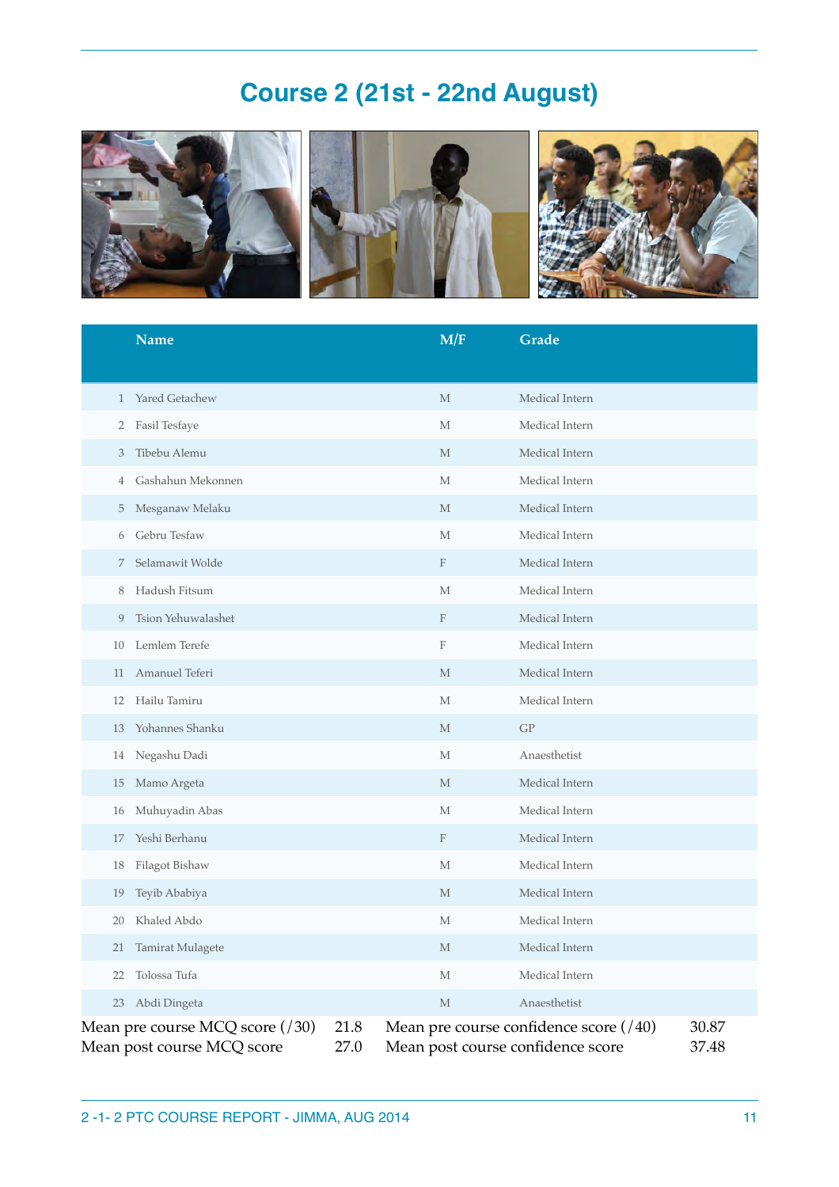# Course 2 (21st - 22nd August)

| | Name | M/F | Grade |
|---|---|---|---|
| 1 | Yared Getachew | M | Medical Intern |
| 2 | Fasil Tesfaye | M | Medical Intern |
| 3 | Tibebu Alemu | M | Medical Intern |
| 4 | Gashahun Mekonnen | M | Medical Intern |
| 5 | Mesganaw Melaku | M | Medical Intern |
| 6 | Gebru Tesfaw | M | Medical Intern |
| 7 | Selamawit Wolde | F | Medical Intern |
| 8 | Hadush Fitsum | M | Medical Intern |
| 9 | Tsion Yehuwalashet | F | Medical Intern |
| 10 | Lemlem Terefe | F | Medical Intern |
| 11 | Amanuel Teferi | M | Medical Intern |
| 12 | Hailu Tamiru | M | Medical Intern |
| 13 | Yohannes Shanku | M | GP |
| 14 | Negashu Dadi | M | Anaesthetist |
| 15 | Mamo Argeta | M | Medical Intern |
| 16 | Muhuyadin Abas | M | Medical Intern |
| 17 | Yeshi Berhanu | F | Medical Intern |
| 18 | Filagot Bishaw | M | Medical Intern |
| 19 | Teyib Ababiya | M | Medical Intern |
| 20 | Khaled Abdo | M | Medical Intern |
| 21 | Tamirat Mulagete | M | Medical Intern |
| 22 | Tolossa Tufa | M | Medical Intern |
| 23 | Abdi Dingeta | M | Anaesthetist |

| | | | |
|---|---|---|---|
| Mean pre course MCQ score (/30) | 21.8 | Mean pre course confidence score (/40) | 30.87 |
| Mean post course MCQ score | 27.0 | Mean post course confidence score | 37.48 |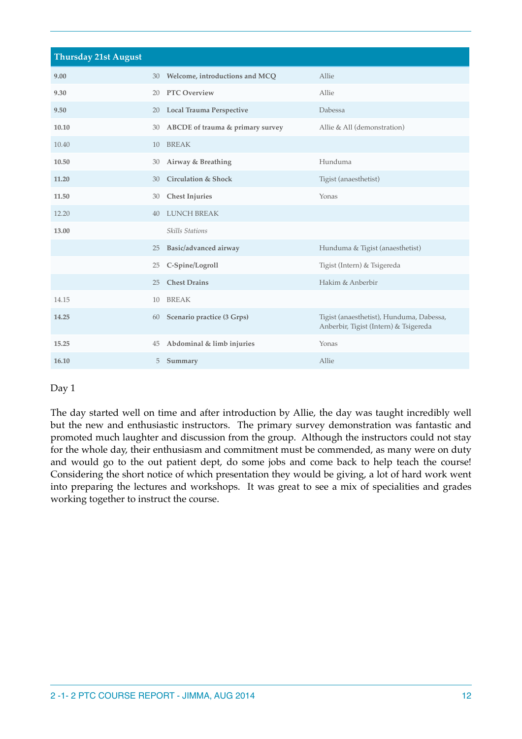| Thursday 21st August | | | |
|---|---|---|---|
| **9.00** | 30 | **Welcome, introductions and MCQ** | Allie |
| **9.30** | 20 | **PTC Overview** | Allie |
| **9.50** | 20 | **Local Trauma Perspective** | Dabessa |
| **10.10** | 30 | **ABCDE of trauma & primary survey** | Allie & All (demonstration) |
| 10.40 | 10 | BREAK | |
| **10.50** | 30 | **Airway & Breathing** | Hunduma |
| **11.20** | 30 | **Circulation & Shock** | Tigist (anaesthetist) |
| **11.50** | 30 | **Chest Injuries** | Yonas |
| 12.20 | 40 | LUNCH BREAK | |
| **13.00** | | *Skills Stations* | |
| | 25 | **Basic/advanced airway** | Hunduma & Tigist (anaesthetist) |
| | 25 | **C-Spine/Logroll** | Tigist (Intern) & Tsigereda |
| | 25 | **Chest Drains** | Hakim & Anberbir |
| 14.15 | 10 | BREAK | |
| **14.25** | 60 | **Scenario practice (3 Grps)** | Tigist (anaesthetist), Hunduma, Dabessa, Anberbir, Tigist (Intern) & Tsigereda |
| **15.25** | 45 | **Abdominal & limb injuries** | Yonas |
| **16.10** | 5 | **Summary** | Allie |

Day 1

The day started well on time and after introduction by Allie, the day was taught incredibly well but the new and enthusiastic instructors. The primary survey demonstration was fantastic and promoted much laughter and discussion from the group. Although the instructors could not stay for the whole day, their enthusiasm and commitment must be commended, as many were on duty and would go to the out patient dept, do some jobs and come back to help teach the course! Considering the short notice of which presentation they would be giving, a lot of hard work went into preparing the lectures and workshops. It was great to see a mix of specialities and grades working together to instruct the course.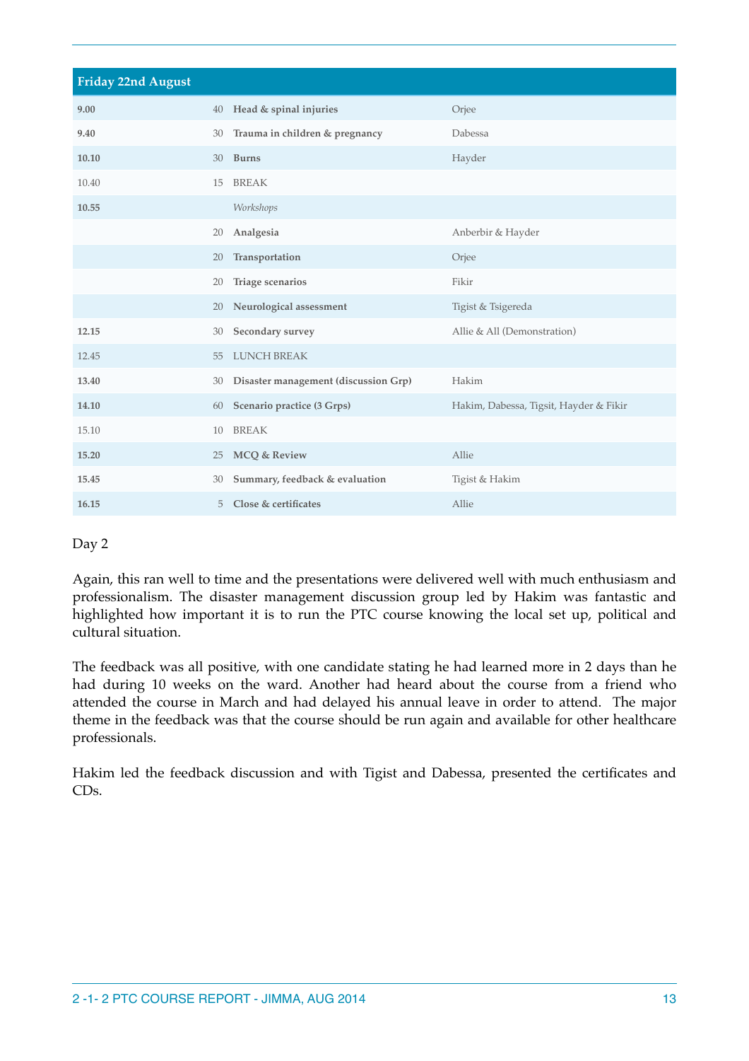| Friday 22nd August | | | |
|---|---|---|---|
| **9.00** | 40 | **Head & spinal injuries** | Orjee |
| **9.40** | 30 | **Trauma in children & pregnancy** | Dabessa |
| **10.10** | 30 | **Burns** | Hayder |
| 10.40 | 15 | BREAK | |
| **10.55** | | *Workshops* | |
| | 20 | **Analgesia** | Anberbir & Hayder |
| | 20 | **Transportation** | Orjee |
| | 20 | **Triage scenarios** | Fikir |
| | 20 | **Neurological assessment** | Tigist & Tsigereda |
| **12.15** | 30 | **Secondary survey** | Allie & All (Demonstration) |
| 12.45 | 55 | LUNCH BREAK | |
| **13.40** | 30 | **Disaster management (discussion Grp)** | Hakim |
| **14.10** | 60 | **Scenario practice (3 Grps)** | Hakim, Dabessa, Tigsit, Hayder & Fikir |
| 15.10 | 10 | BREAK | |
| **15.20** | 25 | **MCQ & Review** | Allie |
| **15.45** | 30 | **Summary, feedback & evaluation** | Tigist & Hakim |
| **16.15** | 5 | **Close & certificates** | Allie |

Day 2

Again, this ran well to time and the presentations were delivered well with much enthusiasm and professionalism. The disaster management discussion group led by Hakim was fantastic and highlighted how important it is to run the PTC course knowing the local set up, political and cultural situation.

The feedback was all positive, with one candidate stating he had learned more in 2 days than he had during 10 weeks on the ward. Another had heard about the course from a friend who attended the course in March and had delayed his annual leave in order to attend. The major theme in the feedback was that the course should be run again and available for other healthcare professionals.

Hakim led the feedback discussion and with Tigist and Dabessa, presented the certificates and CDs.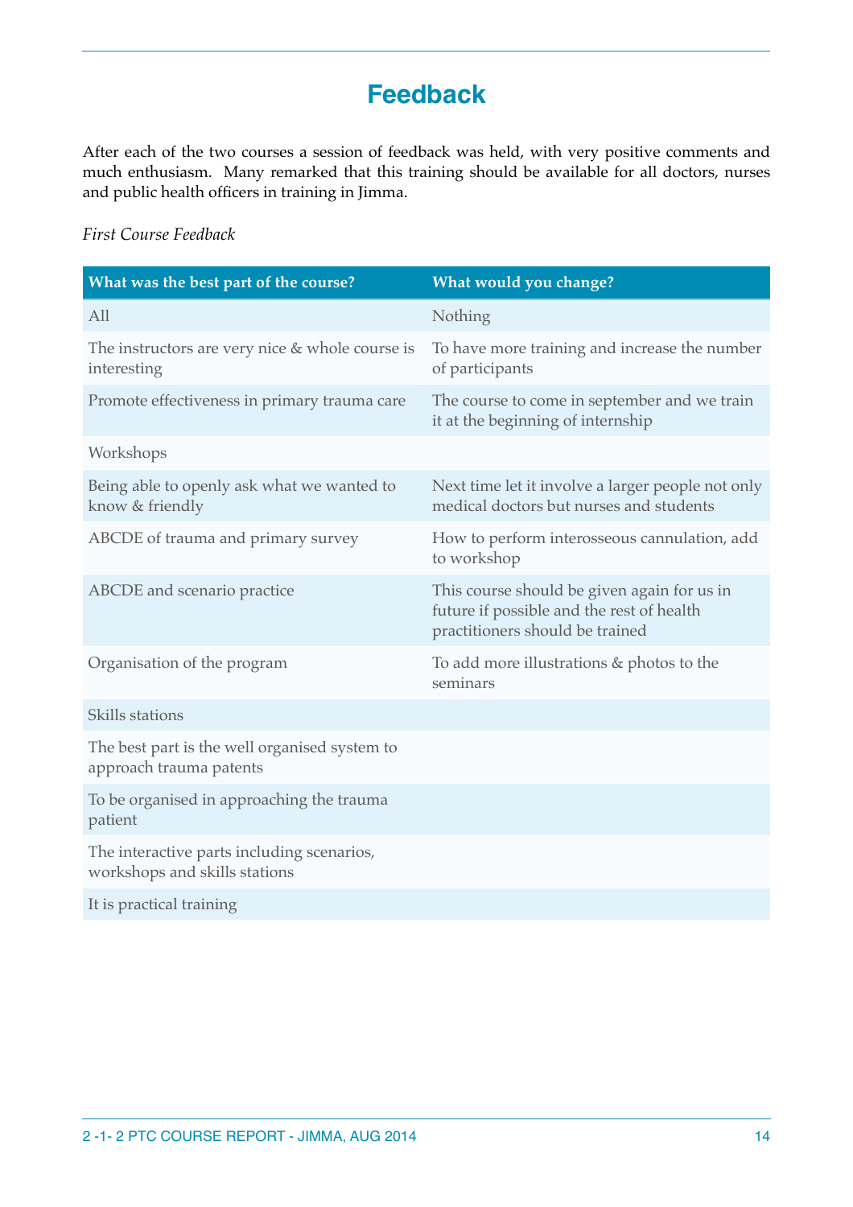# Feedback

After each of the two courses a session of feedback was held, with very positive comments and much enthusiasm. Many remarked that this training should be available for all doctors, nurses and public health officers in training in Jimma.

*First Course Feedback*

| What was the best part of the course? | What would you change? |
|---|---|
| All | Nothing |
| The instructors are very nice & whole course is interesting | To have more training and increase the number of participants |
| Promote effectiveness in primary trauma care | The course to come in september and we train it at the beginning of internship |
| Workshops | |
| Being able to openly ask what we wanted to know & friendly | Next time let it involve a larger people not only medical doctors but nurses and students |
| ABCDE of trauma and primary survey | How to perform interosseous cannulation, add to workshop |
| ABCDE and scenario practice | This course should be given again for us in future if possible and the rest of health practitioners should be trained |
| Organisation of the program | To add more illustrations & photos to the seminars |
| Skills stations | |
| The best part is the well organised system to approach trauma patents | |
| To be organised in approaching the trauma patient | |
| The interactive parts including scenarios, workshops and skills stations | |
| It is practical training | |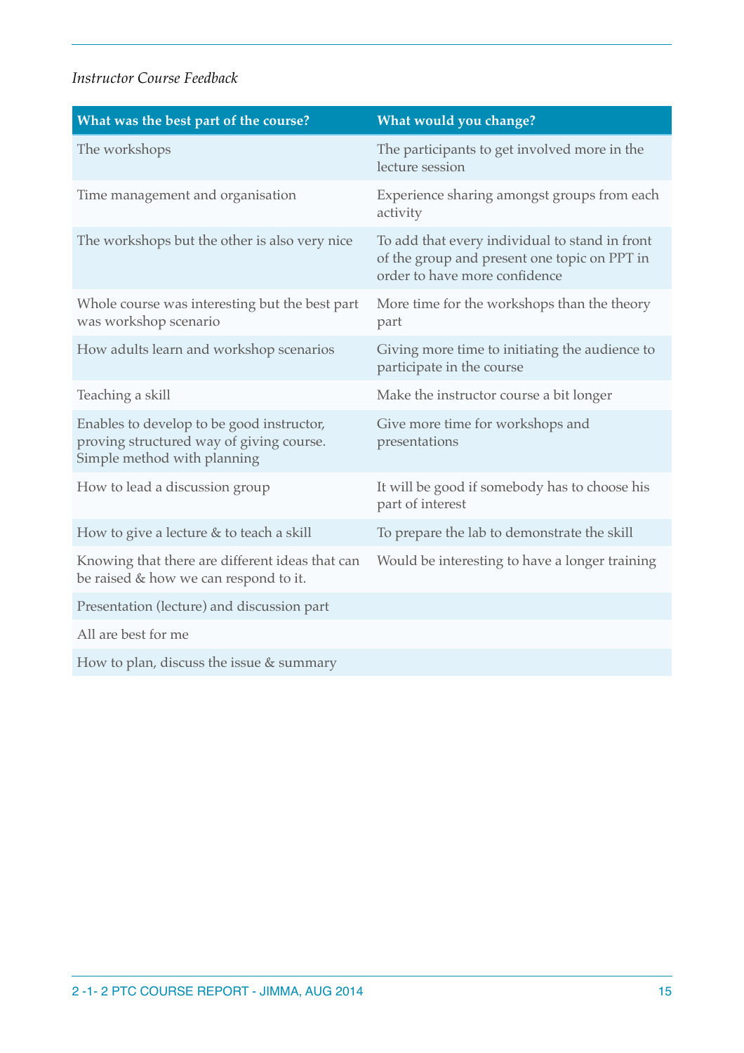*Instructor Course Feedback*

| What was the best part of the course? | What would you change? |
|---|---|
| The workshops | The participants to get involved more in the lecture session |
| Time management and organisation | Experience sharing amongst groups from each activity |
| The workshops but the other is also very nice | To add that every individual to stand in front of the group and present one topic on PPT in order to have more confidence |
| Whole course was interesting but the best part was workshop scenario | More time for the workshops than the theory part |
| How adults learn and workshop scenarios | Giving more time to initiating the audience to participate in the course |
| Teaching a skill | Make the instructor course a bit longer |
| Enables to develop to be good instructor, proving structured way of giving course. Simple method with planning | Give more time for workshops and presentations |
| How to lead a discussion group | It will be good if somebody has to choose his part of interest |
| How to give a lecture & to teach a skill | To prepare the lab to demonstrate the skill |
| Knowing that there are different ideas that can be raised & how we can respond to it. | Would be interesting to have a longer training |
| Presentation (lecture) and discussion part | |
| All are best for me | |
| How to plan, discuss the issue & summary | |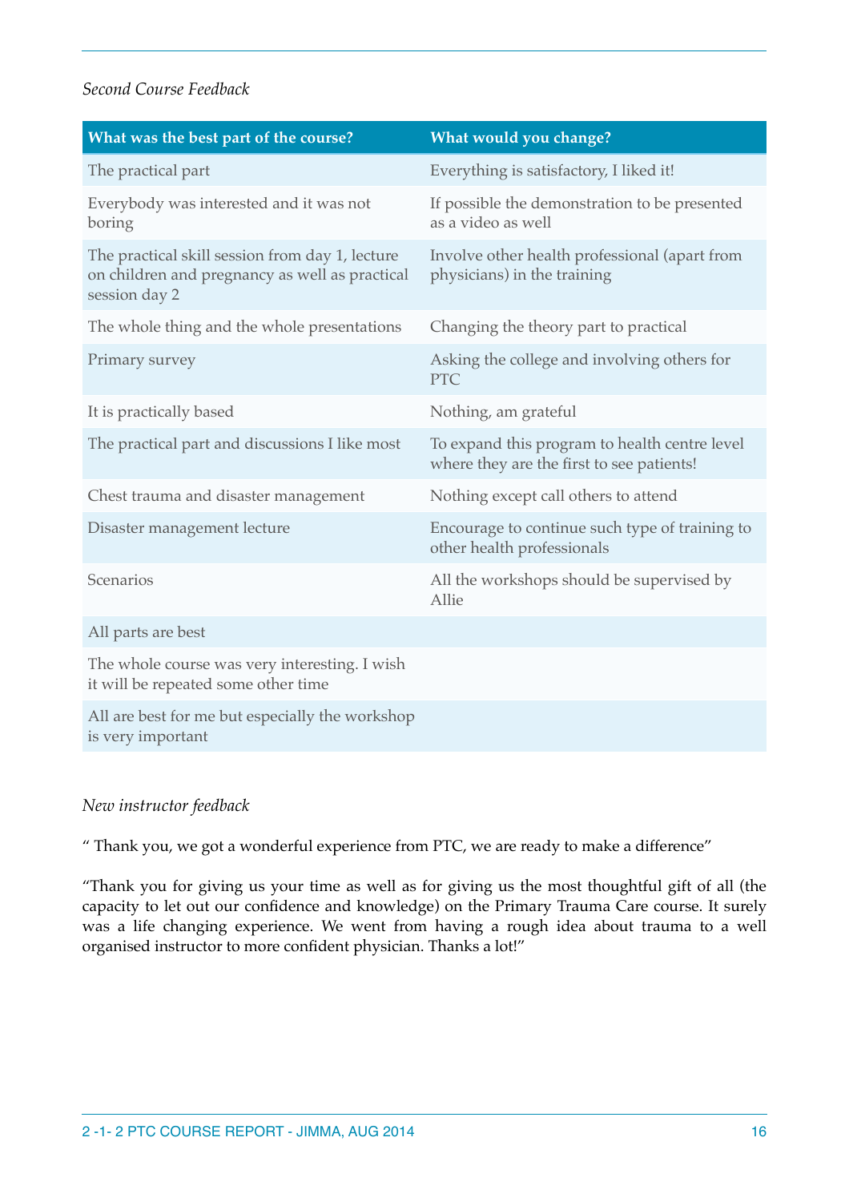*Second Course Feedback*

| What was the best part of the course? | What would you change? |
|---|---|
| The practical part | Everything is satisfactory, I liked it! |
| Everybody was interested and it was not boring | If possible the demonstration to be presented as a video as well |
| The practical skill session from day 1, lecture on children and pregnancy as well as practical session day 2 | Involve other health professional (apart from physicians) in the training |
| The whole thing and the whole presentations | Changing the theory part to practical |
| Primary survey | Asking the college and involving others for PTC |
| It is practically based | Nothing, am grateful |
| The practical part and discussions I like most | To expand this program to health centre level where they are the first to see patients! |
| Chest trauma and disaster management | Nothing except call others to attend |
| Disaster management lecture | Encourage to continue such type of training to other health professionals |
| Scenarios | All the workshops should be supervised by Allie |
| All parts are best | |
| The whole course was very interesting. I wish it will be repeated some other time | |
| All are best for me but especially the workshop is very important | |

*New instructor feedback*

" Thank you, we got a wonderful experience from PTC, we are ready to make a difference"

"Thank you for giving us your time as well as for giving us the most thoughtful gift of all (the capacity to let out our confidence and knowledge) on the Primary Trauma Care course. It surely was a life changing experience. We went from having a rough idea about trauma to a well organised instructor to more confident physician. Thanks a lot!"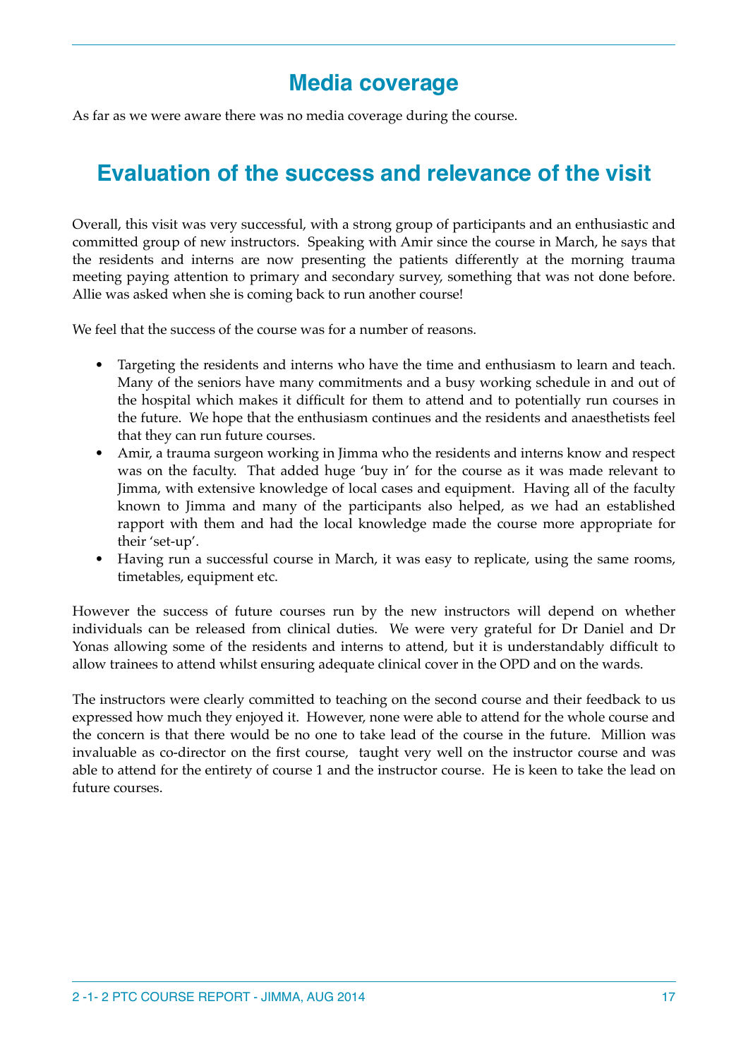## Media coverage

As far as we were aware there was no media coverage during the course.

## Evaluation of the success and relevance of the visit

Overall, this visit was very successful, with a strong group of participants and an enthusiastic and committed group of new instructors. Speaking with Amir since the course in March, he says that the residents and interns are now presenting the patients differently at the morning trauma meeting paying attention to primary and secondary survey, something that was not done before. Allie was asked when she is coming back to run another course!

We feel that the success of the course was for a number of reasons.

- Targeting the residents and interns who have the time and enthusiasm to learn and teach. Many of the seniors have many commitments and a busy working schedule in and out of the hospital which makes it difficult for them to attend and to potentially run courses in the future. We hope that the enthusiasm continues and the residents and anaesthetists feel that they can run future courses.
- Amir, a trauma surgeon working in Jimma who the residents and interns know and respect was on the faculty. That added huge 'buy in' for the course as it was made relevant to Jimma, with extensive knowledge of local cases and equipment. Having all of the faculty known to Jimma and many of the participants also helped, as we had an established rapport with them and had the local knowledge made the course more appropriate for their 'set-up'.
- Having run a successful course in March, it was easy to replicate, using the same rooms, timetables, equipment etc.

However the success of future courses run by the new instructors will depend on whether individuals can be released from clinical duties. We were very grateful for Dr Daniel and Dr Yonas allowing some of the residents and interns to attend, but it is understandably difficult to allow trainees to attend whilst ensuring adequate clinical cover in the OPD and on the wards.

The instructors were clearly committed to teaching on the second course and their feedback to us expressed how much they enjoyed it. However, none were able to attend for the whole course and the concern is that there would be no one to take lead of the course in the future. Million was invaluable as co-director on the first course, taught very well on the instructor course and was able to attend for the entirety of course 1 and the instructor course. He is keen to take the lead on future courses.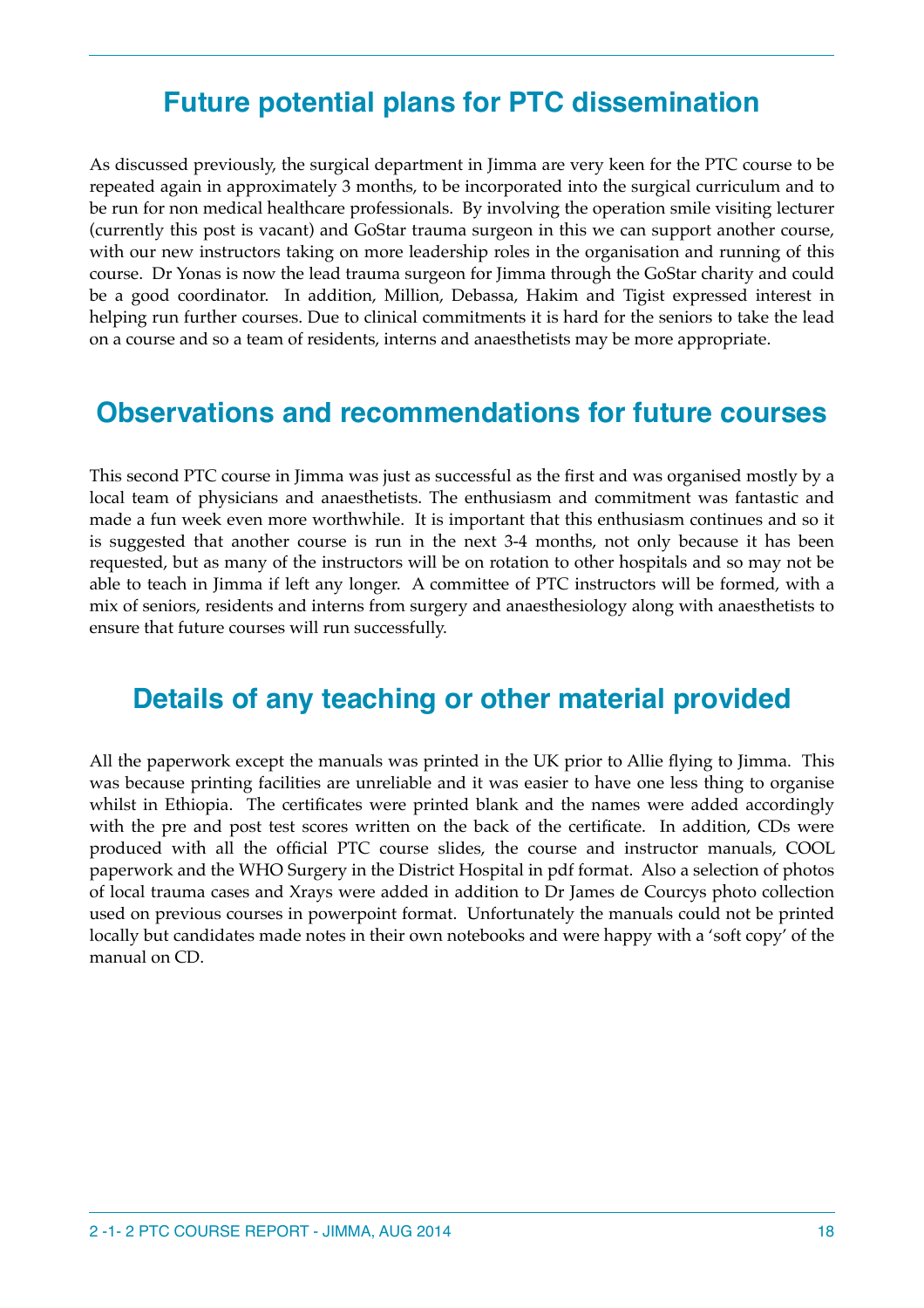## Future potential plans for PTC dissemination

As discussed previously, the surgical department in Jimma are very keen for the PTC course to be repeated again in approximately 3 months, to be incorporated into the surgical curriculum and to be run for non medical healthcare professionals. By involving the operation smile visiting lecturer (currently this post is vacant) and GoStar trauma surgeon in this we can support another course, with our new instructors taking on more leadership roles in the organisation and running of this course. Dr Yonas is now the lead trauma surgeon for Jimma through the GoStar charity and could be a good coordinator. In addition, Million, Debassa, Hakim and Tigist expressed interest in helping run further courses. Due to clinical commitments it is hard for the seniors to take the lead on a course and so a team of residents, interns and anaesthetists may be more appropriate.

## Observations and recommendations for future courses

This second PTC course in Jimma was just as successful as the first and was organised mostly by a local team of physicians and anaesthetists. The enthusiasm and commitment was fantastic and made a fun week even more worthwhile. It is important that this enthusiasm continues and so it is suggested that another course is run in the next 3-4 months, not only because it has been requested, but as many of the instructors will be on rotation to other hospitals and so may not be able to teach in Jimma if left any longer. A committee of PTC instructors will be formed, with a mix of seniors, residents and interns from surgery and anaesthesiology along with anaesthetists to ensure that future courses will run successfully.

## Details of any teaching or other material provided

All the paperwork except the manuals was printed in the UK prior to Allie flying to Jimma. This was because printing facilities are unreliable and it was easier to have one less thing to organise whilst in Ethiopia. The certificates were printed blank and the names were added accordingly with the pre and post test scores written on the back of the certificate. In addition, CDs were produced with all the official PTC course slides, the course and instructor manuals, COOL paperwork and the WHO Surgery in the District Hospital in pdf format. Also a selection of photos of local trauma cases and Xrays were added in addition to Dr James de Courcys photo collection used on previous courses in powerpoint format. Unfortunately the manuals could not be printed locally but candidates made notes in their own notebooks and were happy with a 'soft copy' of the manual on CD.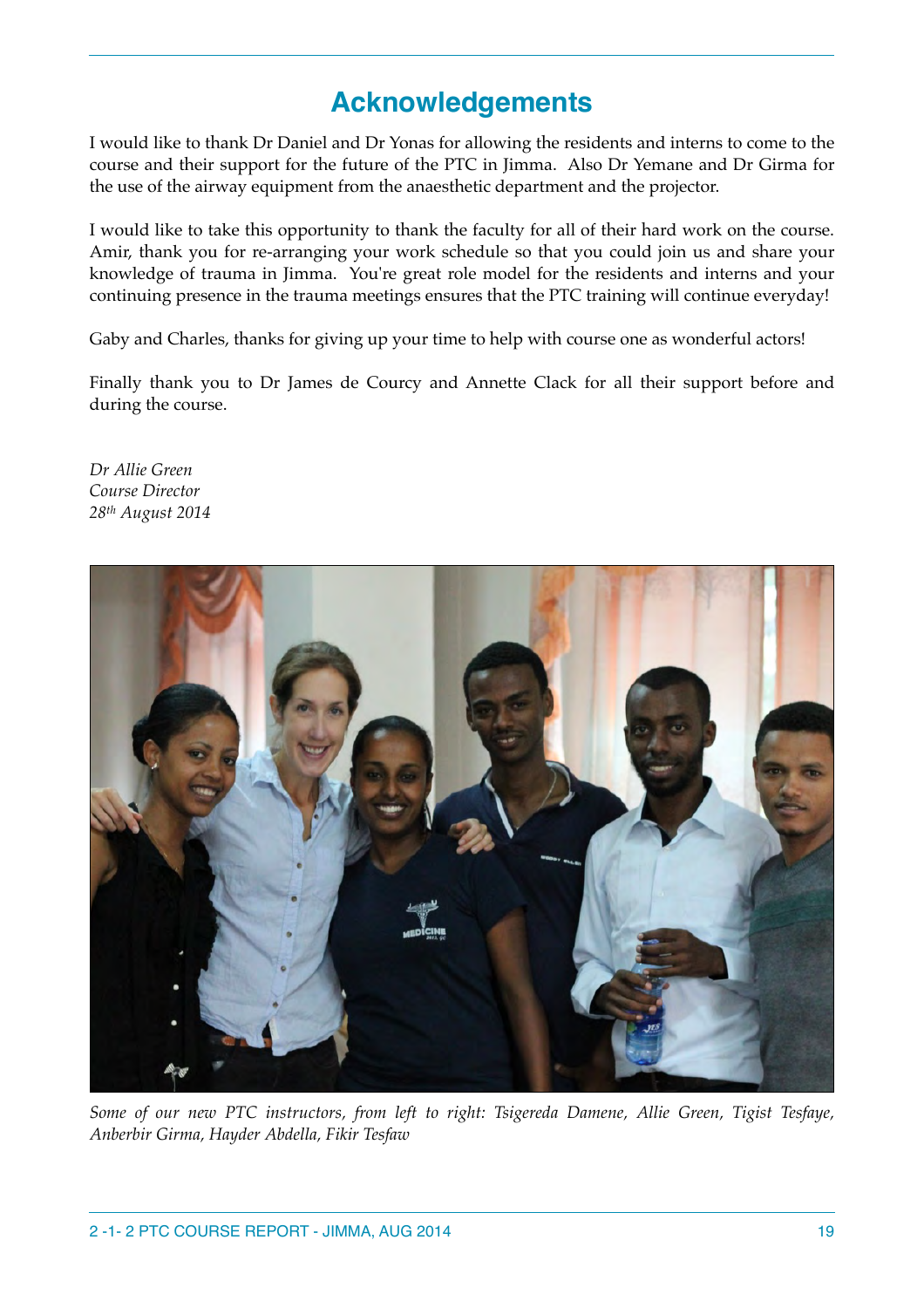# Acknowledgements

I would like to thank Dr Daniel and Dr Yonas for allowing the residents and interns to come to the course and their support for the future of the PTC in Jimma. Also Dr Yemane and Dr Girma for the use of the airway equipment from the anaesthetic department and the projector.

I would like to take this opportunity to thank the faculty for all of their hard work on the course. Amir, thank you for re-arranging your work schedule so that you could join us and share your knowledge of trauma in Jimma. You're great role model for the residents and interns and your continuing presence in the trauma meetings ensures that the PTC training will continue everyday!

Gaby and Charles, thanks for giving up your time to help with course one as wonderful actors!

Finally thank you to Dr James de Courcy and Annette Clack for all their support before and during the course.

*Dr Allie Green*
*Course Director*
*28th August 2014*

*Some of our new PTC instructors, from left to right: Tsigereda Damene, Allie Green, Tigist Tesfaye, Anberbir Girma, Hayder Abdella, Fikir Tesfaw*